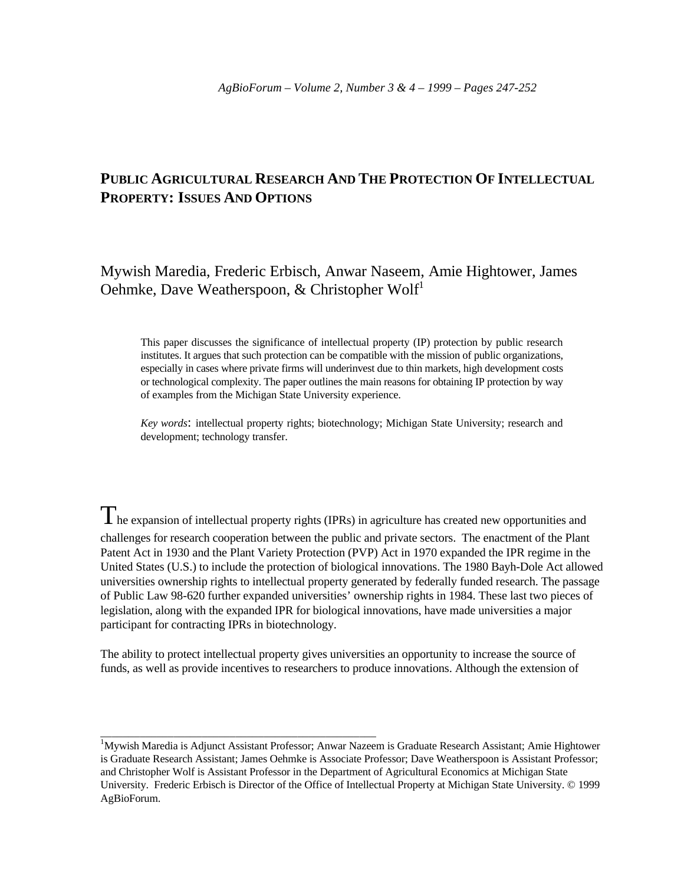# PUBLIC AGRICULTURAL RESEARCH AND THE PROTECTION OF INTELLECTUAL PROPERTY: ISSUES AND OPTIONS

Mywish Maredia, Frederic Erbisch, Anwar Naseem, Amie Hightower, James Oehmke, Dave Weatherspoon, & Christopher Wolf[1]

> This paper discusses the significance of intellectual property (IP) protection by public research institutes. It argues that such protection can be compatible with the mission of public organizations, especially in cases where private firms will underinvest due to thin markets, high development costs or technological complexity. The paper outlines the main reasons for obtaining IP protection by way of examples from the Michigan State University experience.
>
> *Key words*: intellectual property rights; biotechnology; Michigan State University; research and development; technology transfer.

The expansion of intellectual property rights (IPRs) in agriculture has created new opportunities and challenges for research cooperation between the public and private sectors. The enactment of the Plant Patent Act in 1930 and the Plant Variety Protection (PVP) Act in 1970 expanded the IPR regime in the United States (U.S.) to include the protection of biological innovations. The 1980 Bayh-Dole Act allowed universities ownership rights to intellectual property generated by federally funded research. The passage of Public Law 98-620 further expanded universities' ownership rights in 1984. These last two pieces of legislation, along with the expanded IPR for biological innovations, have made universities a major participant for contracting IPRs in biotechnology.

The ability to protect intellectual property gives universities an opportunity to increase the source of funds, as well as provide incentives to researchers to produce innovations. Although the extension of

---

[1] Mywish Maredia is Adjunct Assistant Professor; Anwar Nazeem is Graduate Research Assistant; Amie Hightower is Graduate Research Assistant; James Oehmke is Associate Professor; Dave Weatherspoon is Assistant Professor; and Christopher Wolf is Assistant Professor in the Department of Agricultural Economics at Michigan State University. Frederic Erbisch is Director of the Office of Intellectual Property at Michigan State University. © 1999 AgBioForum.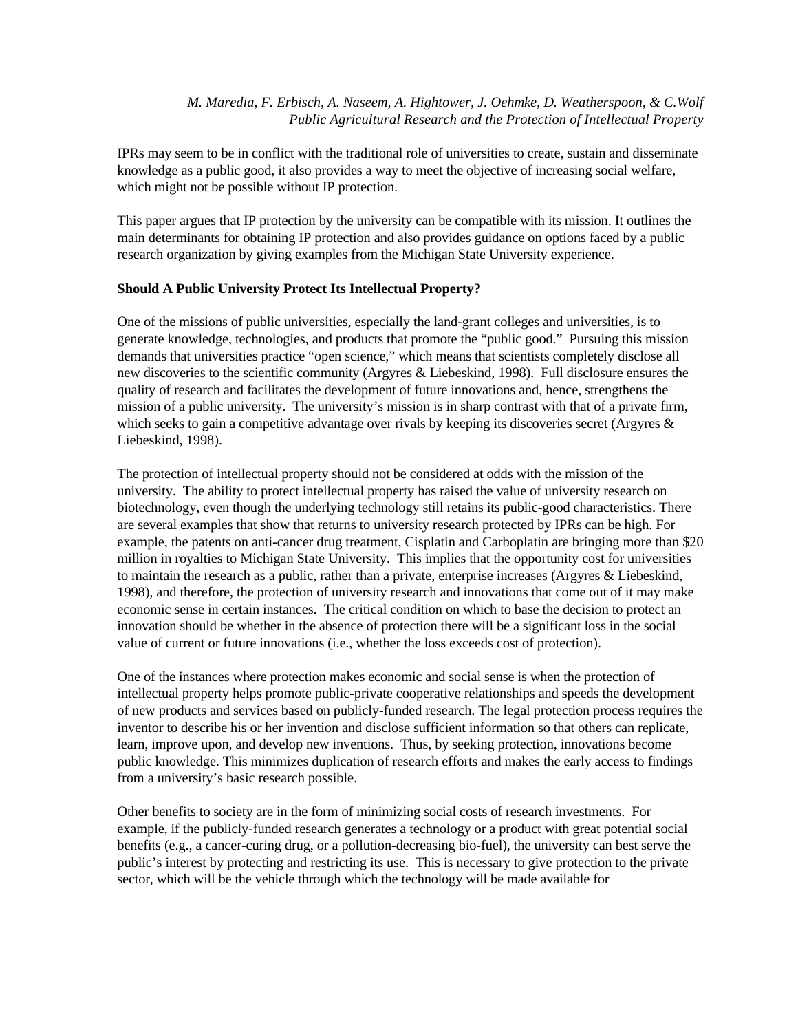IPRs may seem to be in conflict with the traditional role of universities to create, sustain and disseminate knowledge as a public good, it also provides a way to meet the objective of increasing social welfare, which might not be possible without IP protection.

This paper argues that IP protection by the university can be compatible with its mission. It outlines the main determinants for obtaining IP protection and also provides guidance on options faced by a public research organization by giving examples from the Michigan State University experience.

**Should A Public University Protect Its Intellectual Property?**

One of the missions of public universities, especially the land-grant colleges and universities, is to generate knowledge, technologies, and products that promote the "public good." Pursuing this mission demands that universities practice "open science," which means that scientists completely disclose all new discoveries to the scientific community (Argyres & Liebeskind, 1998). Full disclosure ensures the quality of research and facilitates the development of future innovations and, hence, strengthens the mission of a public university. The university's mission is in sharp contrast with that of a private firm, which seeks to gain a competitive advantage over rivals by keeping its discoveries secret (Argyres & Liebeskind, 1998).

The protection of intellectual property should not be considered at odds with the mission of the university. The ability to protect intellectual property has raised the value of university research on biotechnology, even though the underlying technology still retains its public-good characteristics. There are several examples that show that returns to university research protected by IPRs can be high. For example, the patents on anti-cancer drug treatment, Cisplatin and Carboplatin are bringing more than $20 million in royalties to Michigan State University. This implies that the opportunity cost for universities to maintain the research as a public, rather than a private, enterprise increases (Argyres & Liebeskind, 1998), and therefore, the protection of university research and innovations that come out of it may make economic sense in certain instances. The critical condition on which to base the decision to protect an innovation should be whether in the absence of protection there will be a significant loss in the social value of current or future innovations (i.e., whether the loss exceeds cost of protection).

One of the instances where protection makes economic and social sense is when the protection of intellectual property helps promote public-private cooperative relationships and speeds the development of new products and services based on publicly-funded research. The legal protection process requires the inventor to describe his or her invention and disclose sufficient information so that others can replicate, learn, improve upon, and develop new inventions. Thus, by seeking protection, innovations become public knowledge. This minimizes duplication of research efforts and makes the early access to findings from a university's basic research possible.

Other benefits to society are in the form of minimizing social costs of research investments. For example, if the publicly-funded research generates a technology or a product with great potential social benefits (e.g., a cancer-curing drug, or a pollution-decreasing bio-fuel), the university can best serve the public's interest by protecting and restricting its use. This is necessary to give protection to the private sector, which will be the vehicle through which the technology will be made available for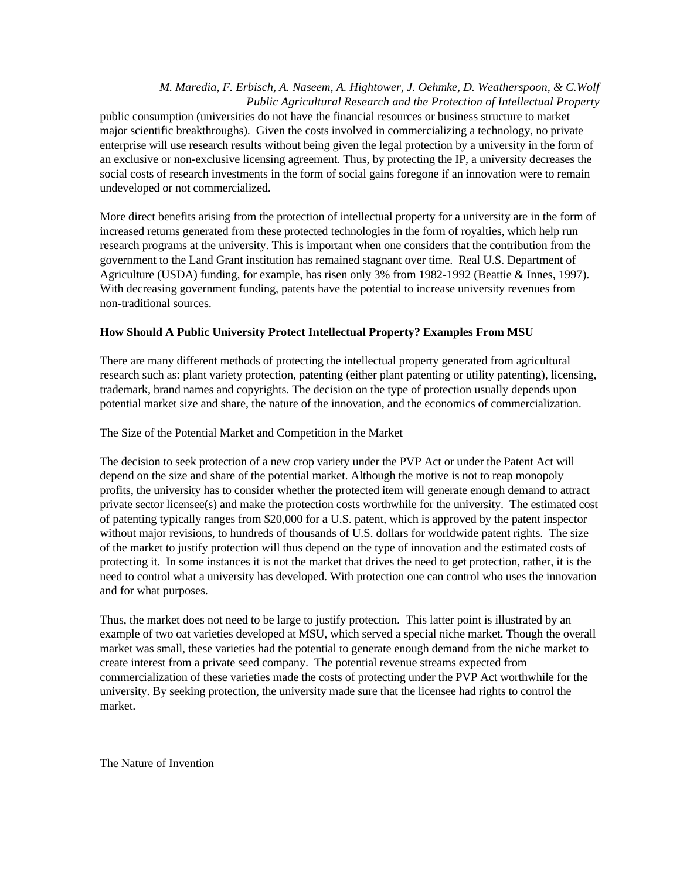public consumption (universities do not have the financial resources or business structure to market major scientific breakthroughs). Given the costs involved in commercializing a technology, no private enterprise will use research results without being given the legal protection by a university in the form of an exclusive or non-exclusive licensing agreement. Thus, by protecting the IP, a university decreases the social costs of research investments in the form of social gains foregone if an innovation were to remain undeveloped or not commercialized.

More direct benefits arising from the protection of intellectual property for a university are in the form of increased returns generated from these protected technologies in the form of royalties, which help run research programs at the university. This is important when one considers that the contribution from the government to the Land Grant institution has remained stagnant over time. Real U.S. Department of Agriculture (USDA) funding, for example, has risen only 3% from 1982-1992 (Beattie & Innes, 1997). With decreasing government funding, patents have the potential to increase university revenues from non-traditional sources.

## How Should A Public University Protect Intellectual Property? Examples From MSU

There are many different methods of protecting the intellectual property generated from agricultural research such as: plant variety protection, patenting (either plant patenting or utility patenting), licensing, trademark, brand names and copyrights. The decision on the type of protection usually depends upon potential market size and share, the nature of the innovation, and the economics of commercialization.

### The Size of the Potential Market and Competition in the Market

The decision to seek protection of a new crop variety under the PVP Act or under the Patent Act will depend on the size and share of the potential market. Although the motive is not to reap monopoly profits, the university has to consider whether the protected item will generate enough demand to attract private sector licensee(s) and make the protection costs worthwhile for the university. The estimated cost of patenting typically ranges from $20,000 for a U.S. patent, which is approved by the patent inspector without major revisions, to hundreds of thousands of U.S. dollars for worldwide patent rights. The size of the market to justify protection will thus depend on the type of innovation and the estimated costs of protecting it. In some instances it is not the market that drives the need to get protection, rather, it is the need to control what a university has developed. With protection one can control who uses the innovation and for what purposes.

Thus, the market does not need to be large to justify protection. This latter point is illustrated by an example of two oat varieties developed at MSU, which served a special niche market. Though the overall market was small, these varieties had the potential to generate enough demand from the niche market to create interest from a private seed company. The potential revenue streams expected from commercialization of these varieties made the costs of protecting under the PVP Act worthwhile for the university. By seeking protection, the university made sure that the licensee had rights to control the market.

### The Nature of Invention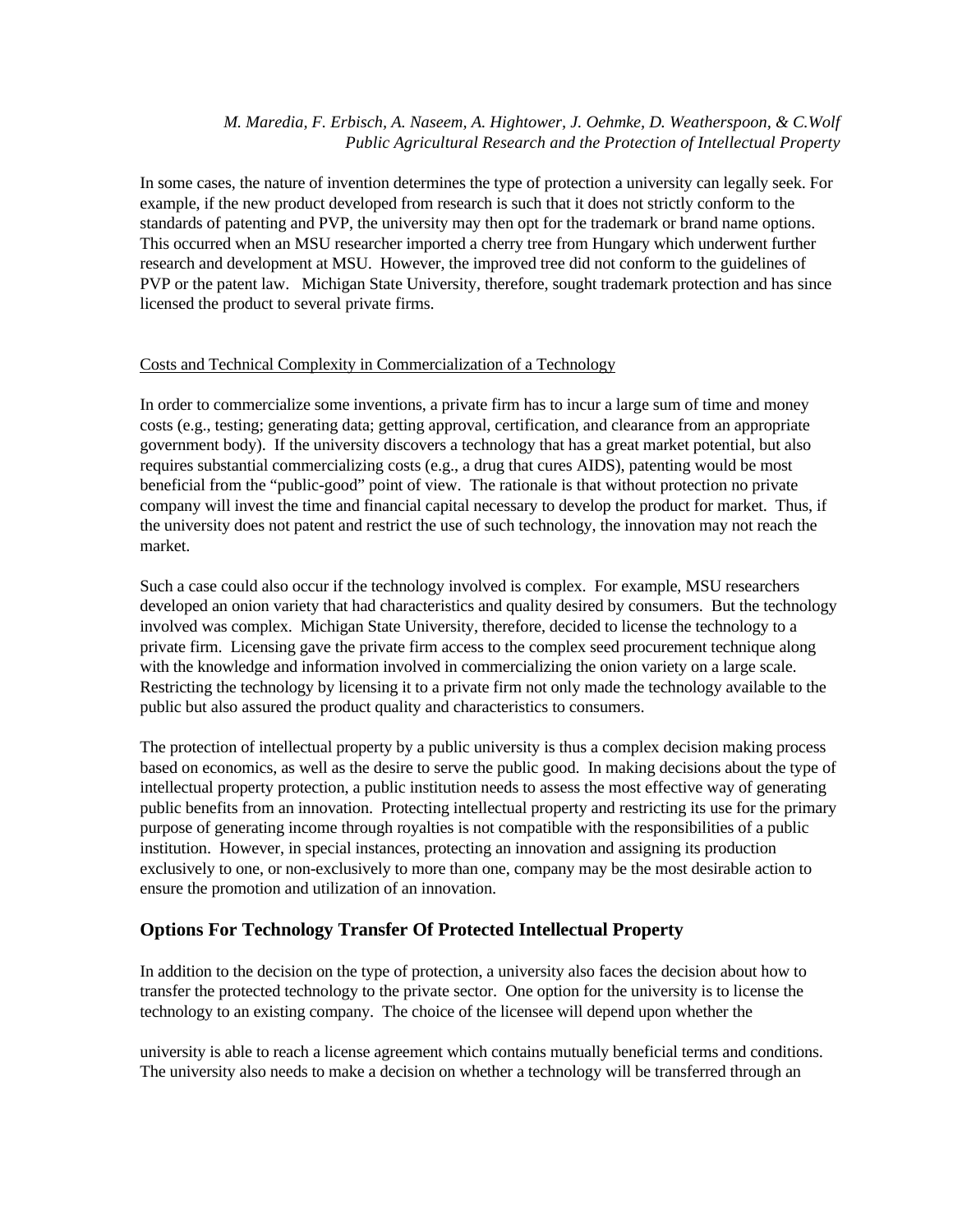In some cases, the nature of invention determines the type of protection a university can legally seek. For example, if the new product developed from research is such that it does not strictly conform to the standards of patenting and PVP, the university may then opt for the trademark or brand name options. This occurred when an MSU researcher imported a cherry tree from Hungary which underwent further research and development at MSU. However, the improved tree did not conform to the guidelines of PVP or the patent law. Michigan State University, therefore, sought trademark protection and has since licensed the product to several private firms.

<u>Costs and Technical Complexity in Commercialization of a Technology</u>

In order to commercialize some inventions, a private firm has to incur a large sum of time and money costs (e.g., testing; generating data; getting approval, certification, and clearance from an appropriate government body). If the university discovers a technology that has a great market potential, but also requires substantial commercializing costs (e.g., a drug that cures AIDS), patenting would be most beneficial from the "public-good" point of view. The rationale is that without protection no private company will invest the time and financial capital necessary to develop the product for market. Thus, if the university does not patent and restrict the use of such technology, the innovation may not reach the market.

Such a case could also occur if the technology involved is complex. For example, MSU researchers developed an onion variety that had characteristics and quality desired by consumers. But the technology involved was complex. Michigan State University, therefore, decided to license the technology to a private firm. Licensing gave the private firm access to the complex seed procurement technique along with the knowledge and information involved in commercializing the onion variety on a large scale. Restricting the technology by licensing it to a private firm not only made the technology available to the public but also assured the product quality and characteristics to consumers.

The protection of intellectual property by a public university is thus a complex decision making process based on economics, as well as the desire to serve the public good. In making decisions about the type of intellectual property protection, a public institution needs to assess the most effective way of generating public benefits from an innovation. Protecting intellectual property and restricting its use for the primary purpose of generating income through royalties is not compatible with the responsibilities of a public institution. However, in special instances, protecting an innovation and assigning its production exclusively to one, or non-exclusively to more than one, company may be the most desirable action to ensure the promotion and utilization of an innovation.

## Options For Technology Transfer Of Protected Intellectual Property

In addition to the decision on the type of protection, a university also faces the decision about how to transfer the protected technology to the private sector. One option for the university is to license the technology to an existing company. The choice of the licensee will depend upon whether the

university is able to reach a license agreement which contains mutually beneficial terms and conditions. The university also needs to make a decision on whether a technology will be transferred through an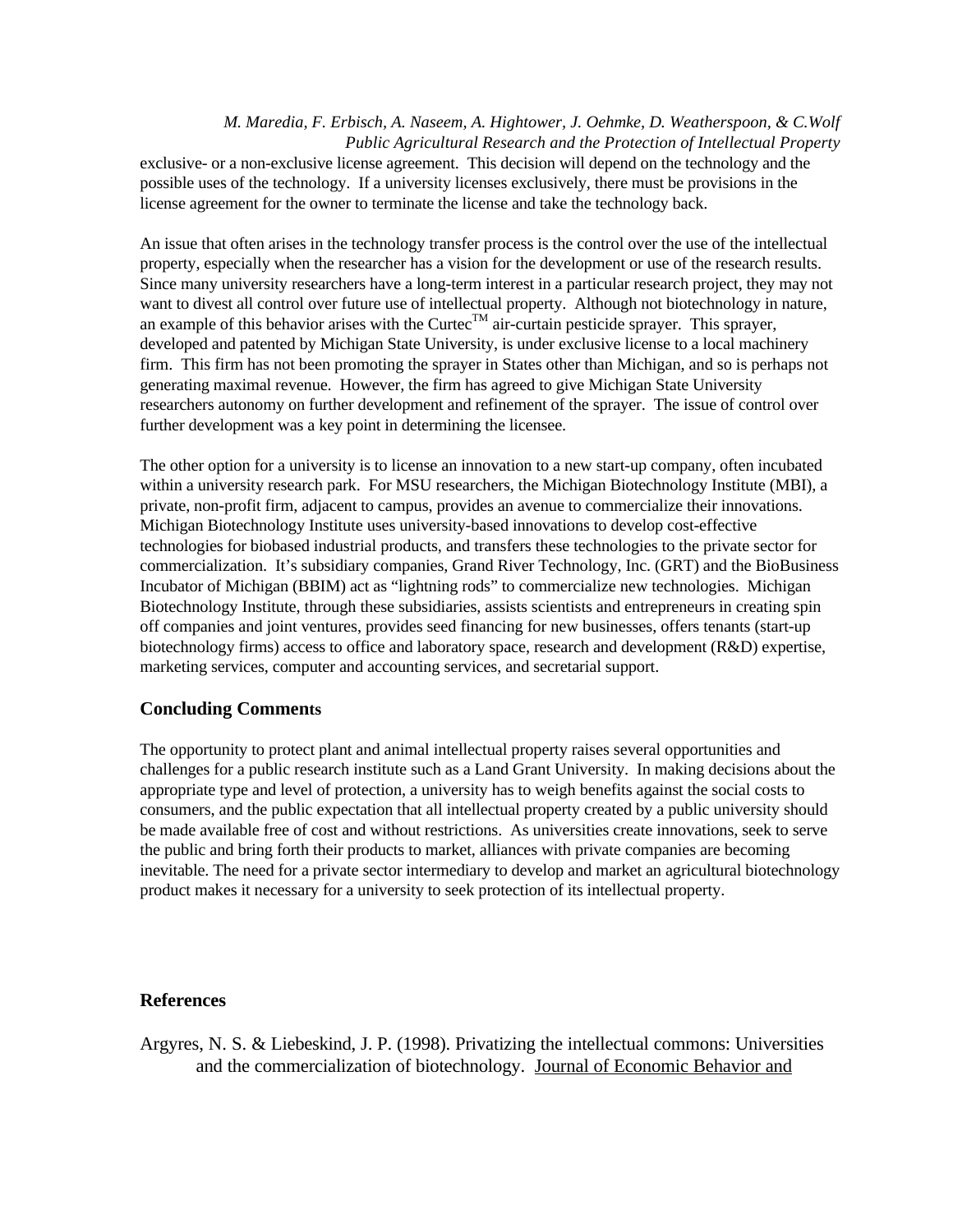exclusive- or a non-exclusive license agreement. This decision will depend on the technology and the possible uses of the technology. If a university licenses exclusively, there must be provisions in the license agreement for the owner to terminate the license and take the technology back.

An issue that often arises in the technology transfer process is the control over the use of the intellectual property, especially when the researcher has a vision for the development or use of the research results. Since many university researchers have a long-term interest in a particular research project, they may not want to divest all control over future use of intellectual property. Although not biotechnology in nature, an example of this behavior arises with the Curtec™ air-curtain pesticide sprayer. This sprayer, developed and patented by Michigan State University, is under exclusive license to a local machinery firm. This firm has not been promoting the sprayer in States other than Michigan, and so is perhaps not generating maximal revenue. However, the firm has agreed to give Michigan State University researchers autonomy on further development and refinement of the sprayer. The issue of control over further development was a key point in determining the licensee.

The other option for a university is to license an innovation to a new start-up company, often incubated within a university research park. For MSU researchers, the Michigan Biotechnology Institute (MBI), a private, non-profit firm, adjacent to campus, provides an avenue to commercialize their innovations. Michigan Biotechnology Institute uses university-based innovations to develop cost-effective technologies for biobased industrial products, and transfers these technologies to the private sector for commercialization. It's subsidiary companies, Grand River Technology, Inc. (GRT) and the BioBusiness Incubator of Michigan (BBIM) act as "lightning rods" to commercialize new technologies. Michigan Biotechnology Institute, through these subsidiaries, assists scientists and entrepreneurs in creating spin off companies and joint ventures, provides seed financing for new businesses, offers tenants (start-up biotechnology firms) access to office and laboratory space, research and development (R&D) expertise, marketing services, computer and accounting services, and secretarial support.

## Concluding Comments

The opportunity to protect plant and animal intellectual property raises several opportunities and challenges for a public research institute such as a Land Grant University. In making decisions about the appropriate type and level of protection, a university has to weigh benefits against the social costs to consumers, and the public expectation that all intellectual property created by a public university should be made available free of cost and without restrictions. As universities create innovations, seek to serve the public and bring forth their products to market, alliances with private companies are becoming inevitable. The need for a private sector intermediary to develop and market an agricultural biotechnology product makes it necessary for a university to seek protection of its intellectual property.

## References

Argyres, N. S. & Liebeskind, J. P. (1998). Privatizing the intellectual commons: Universities and the commercialization of biotechnology. Journal of Economic Behavior and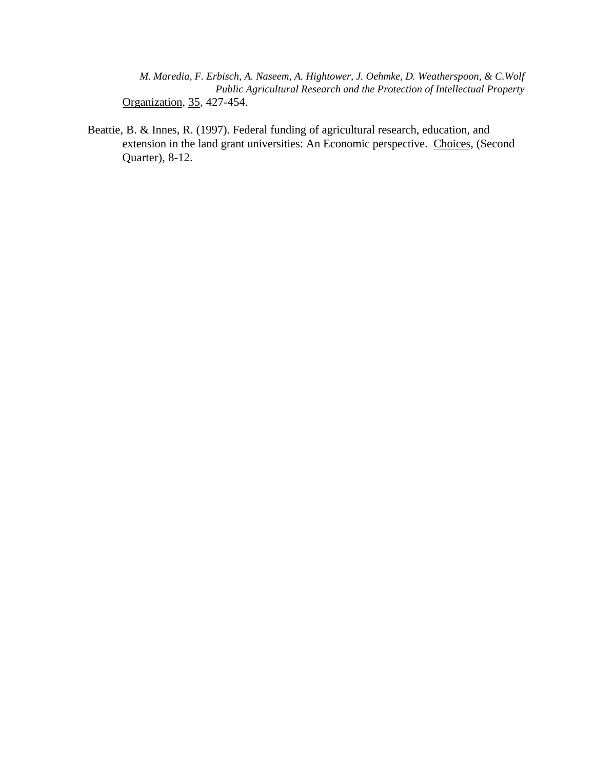Organization, 35, 427-454.

Beattie, B. & Innes, R. (1997). Federal funding of agricultural research, education, and extension in the land grant universities: An Economic perspective. Choices, (Second Quarter), 8-12.